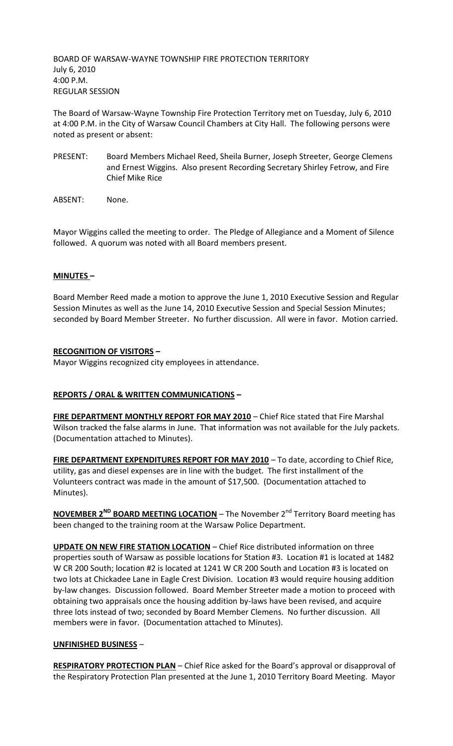BOARD OF WARSAW-WAYNE TOWNSHIP FIRE PROTECTION TERRITORY
July 6, 2010
4:00 P.M.
REGULAR SESSION

The Board of Warsaw-Wayne Township Fire Protection Territory met on Tuesday, July 6, 2010 at 4:00 P.M. in the City of Warsaw Council Chambers at City Hall. The following persons were noted as present or absent:

PRESENT: Board Members Michael Reed, Sheila Burner, Joseph Streeter, George Clemens and Ernest Wiggins. Also present Recording Secretary Shirley Fetrow, and Fire Chief Mike Rice

ABSENT: None.

Mayor Wiggins called the meeting to order. The Pledge of Allegiance and a Moment of Silence followed. A quorum was noted with all Board members present.

**MINUTES –**

Board Member Reed made a motion to approve the June 1, 2010 Executive Session and Regular Session Minutes as well as the June 14, 2010 Executive Session and Special Session Minutes; seconded by Board Member Streeter. No further discussion. All were in favor. Motion carried.

**RECOGNITION OF VISITORS –**

Mayor Wiggins recognized city employees in attendance.

**REPORTS / ORAL & WRITTEN COMMUNICATIONS –**

**FIRE DEPARTMENT MONTHLY REPORT FOR MAY 2010** – Chief Rice stated that Fire Marshal Wilson tracked the false alarms in June. That information was not available for the July packets. (Documentation attached to Minutes).

**FIRE DEPARTMENT EXPENDITURES REPORT FOR MAY 2010** – To date, according to Chief Rice, utility, gas and diesel expenses are in line with the budget. The first installment of the Volunteers contract was made in the amount of $17,500. (Documentation attached to Minutes).

**NOVEMBER 2ND BOARD MEETING LOCATION** – The November 2nd Territory Board meeting has been changed to the training room at the Warsaw Police Department.

**UPDATE ON NEW FIRE STATION LOCATION** – Chief Rice distributed information on three properties south of Warsaw as possible locations for Station #3. Location #1 is located at 1482 W CR 200 South; location #2 is located at 1241 W CR 200 South and Location #3 is located on two lots at Chickadee Lane in Eagle Crest Division. Location #3 would require housing addition by-law changes. Discussion followed. Board Member Streeter made a motion to proceed with obtaining two appraisals once the housing addition by-laws have been revised, and acquire three lots instead of two; seconded by Board Member Clemens. No further discussion. All members were in favor. (Documentation attached to Minutes).

**UNFINISHED BUSINESS –**

**RESPIRATORY PROTECTION PLAN** – Chief Rice asked for the Board's approval or disapproval of the Respiratory Protection Plan presented at the June 1, 2010 Territory Board Meeting. Mayor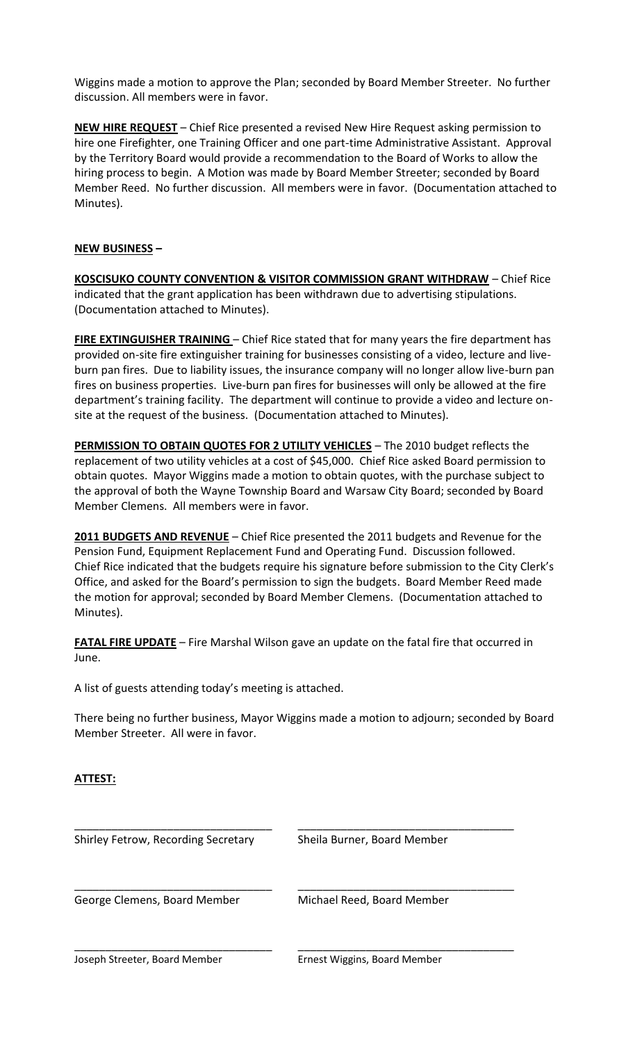Wiggins made a motion to approve the Plan; seconded by Board Member Streeter. No further discussion. All members were in favor.

**NEW HIRE REQUEST** – Chief Rice presented a revised New Hire Request asking permission to hire one Firefighter, one Training Officer and one part-time Administrative Assistant. Approval by the Territory Board would provide a recommendation to the Board of Works to allow the hiring process to begin. A Motion was made by Board Member Streeter; seconded by Board Member Reed. No further discussion. All members were in favor. (Documentation attached to Minutes).

**NEW BUSINESS –**

**KOSCISUKO COUNTY CONVENTION & VISITOR COMMISSION GRANT WITHDRAW** – Chief Rice indicated that the grant application has been withdrawn due to advertising stipulations. (Documentation attached to Minutes).

**FIRE EXTINGUISHER TRAINING** – Chief Rice stated that for many years the fire department has provided on-site fire extinguisher training for businesses consisting of a video, lecture and live-burn pan fires. Due to liability issues, the insurance company will no longer allow live-burn pan fires on business properties. Live-burn pan fires for businesses will only be allowed at the fire department's training facility. The department will continue to provide a video and lecture on-site at the request of the business. (Documentation attached to Minutes).

**PERMISSION TO OBTAIN QUOTES FOR 2 UTILITY VEHICLES** – The 2010 budget reflects the replacement of two utility vehicles at a cost of $45,000. Chief Rice asked Board permission to obtain quotes. Mayor Wiggins made a motion to obtain quotes, with the purchase subject to the approval of both the Wayne Township Board and Warsaw City Board; seconded by Board Member Clemens. All members were in favor.

**2011 BUDGETS AND REVENUE** – Chief Rice presented the 2011 budgets and Revenue for the Pension Fund, Equipment Replacement Fund and Operating Fund. Discussion followed. Chief Rice indicated that the budgets require his signature before submission to the City Clerk's Office, and asked for the Board's permission to sign the budgets. Board Member Reed made the motion for approval; seconded by Board Member Clemens. (Documentation attached to Minutes).

**FATAL FIRE UPDATE** – Fire Marshal Wilson gave an update on the fatal fire that occurred in June.

A list of guests attending today's meeting is attached.

There being no further business, Mayor Wiggins made a motion to adjourn; seconded by Board Member Streeter. All were in favor.

**ATTEST:**

| | |
|---|---|
| \_\_\_\_\_\_\_\_\_\_\_\_\_\_\_\_\_\_\_\_\_\_\_\_\_\_\_\_\_\_ | \_\_\_\_\_\_\_\_\_\_\_\_\_\_\_\_\_\_\_\_\_\_\_\_\_\_\_\_\_\_ |
| Shirley Fetrow, Recording Secretary | Sheila Burner, Board Member |
| \_\_\_\_\_\_\_\_\_\_\_\_\_\_\_\_\_\_\_\_\_\_\_\_\_\_\_\_\_\_ | \_\_\_\_\_\_\_\_\_\_\_\_\_\_\_\_\_\_\_\_\_\_\_\_\_\_\_\_\_\_ |
| George Clemens, Board Member | Michael Reed, Board Member |
| \_\_\_\_\_\_\_\_\_\_\_\_\_\_\_\_\_\_\_\_\_\_\_\_\_\_\_\_\_\_ | \_\_\_\_\_\_\_\_\_\_\_\_\_\_\_\_\_\_\_\_\_\_\_\_\_\_\_\_\_\_ |
| Joseph Streeter, Board Member | Ernest Wiggins, Board Member |